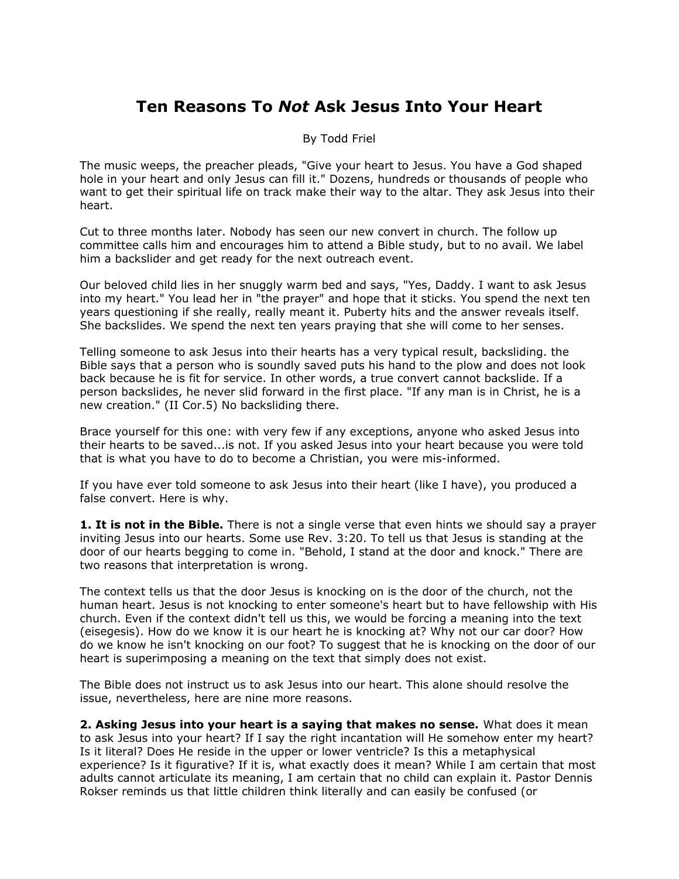# Ten Reasons To *Not* Ask Jesus Into Your Heart

By Todd Friel

The music weeps, the preacher pleads, "Give your heart to Jesus. You have a God shaped hole in your heart and only Jesus can fill it." Dozens, hundreds or thousands of people who want to get their spiritual life on track make their way to the altar. They ask Jesus into their heart.

Cut to three months later. Nobody has seen our new convert in church. The follow up committee calls him and encourages him to attend a Bible study, but to no avail. We label him a backslider and get ready for the next outreach event.

Our beloved child lies in her snuggly warm bed and says, "Yes, Daddy. I want to ask Jesus into my heart." You lead her in "the prayer" and hope that it sticks. You spend the next ten years questioning if she really, really meant it. Puberty hits and the answer reveals itself. She backslides. We spend the next ten years praying that she will come to her senses.

Telling someone to ask Jesus into their hearts has a very typical result, backsliding. the Bible says that a person who is soundly saved puts his hand to the plow and does not look back because he is fit for service. In other words, a true convert cannot backslide. If a person backslides, he never slid forward in the first place. "If any man is in Christ, he is a new creation." (II Cor.5) No backsliding there.

Brace yourself for this one: with very few if any exceptions, anyone who asked Jesus into their hearts to be saved...is not. If you asked Jesus into your heart because you were told that is what you have to do to become a Christian, you were mis-informed.

If you have ever told someone to ask Jesus into their heart (like I have), you produced a false convert. Here is why.

**1. It is not in the Bible.** There is not a single verse that even hints we should say a prayer inviting Jesus into our hearts. Some use Rev. 3:20. To tell us that Jesus is standing at the door of our hearts begging to come in. "Behold, I stand at the door and knock." There are two reasons that interpretation is wrong.

The context tells us that the door Jesus is knocking on is the door of the church, not the human heart. Jesus is not knocking to enter someone's heart but to have fellowship with His church. Even if the context didn't tell us this, we would be forcing a meaning into the text (eisegesis). How do we know it is our heart he is knocking at? Why not our car door? How do we know he isn't knocking on our foot? To suggest that he is knocking on the door of our heart is superimposing a meaning on the text that simply does not exist.

The Bible does not instruct us to ask Jesus into our heart. This alone should resolve the issue, nevertheless, here are nine more reasons.

**2. Asking Jesus into your heart is a saying that makes no sense.** What does it mean to ask Jesus into your heart? If I say the right incantation will He somehow enter my heart? Is it literal? Does He reside in the upper or lower ventricle? Is this a metaphysical experience? Is it figurative? If it is, what exactly does it mean? While I am certain that most adults cannot articulate its meaning, I am certain that no child can explain it. Pastor Dennis Rokser reminds us that little children think literally and can easily be confused (or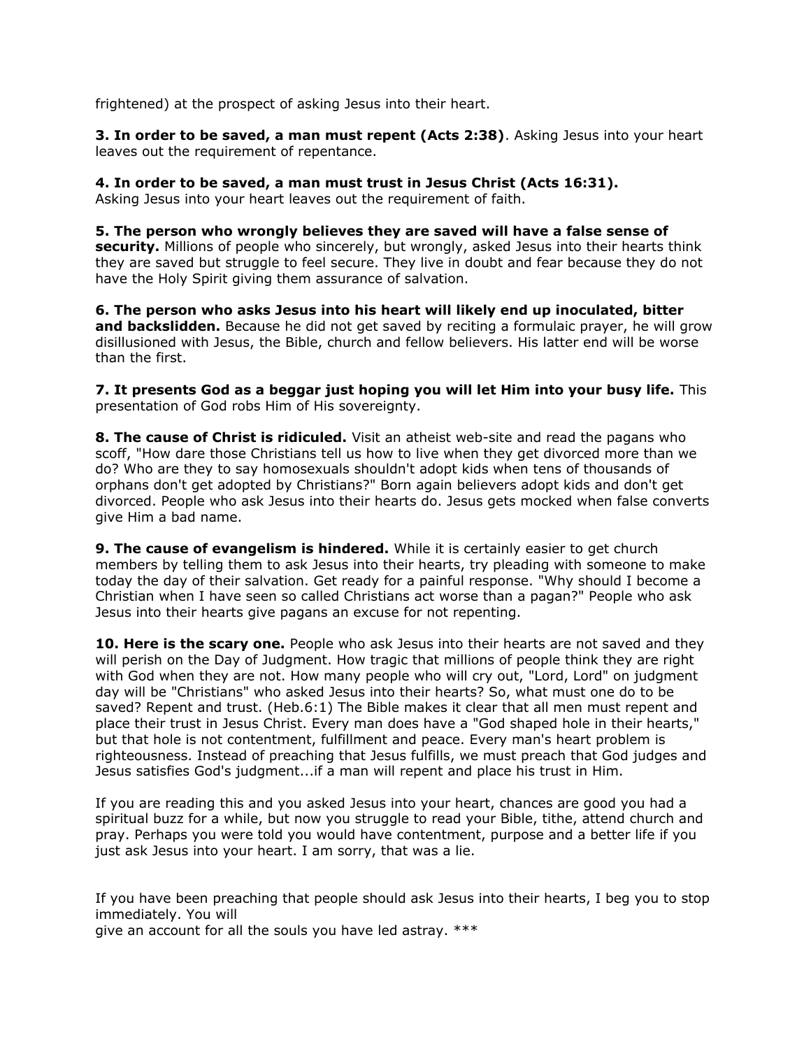frightened) at the prospect of asking Jesus into their heart.

**3. In order to be saved, a man must repent (Acts 2:38)**. Asking Jesus into your heart leaves out the requirement of repentance.

**4. In order to be saved, a man must trust in Jesus Christ (Acts 16:31).** Asking Jesus into your heart leaves out the requirement of faith.

**5. The person who wrongly believes they are saved will have a false sense of security.** Millions of people who sincerely, but wrongly, asked Jesus into their hearts think they are saved but struggle to feel secure. They live in doubt and fear because they do not have the Holy Spirit giving them assurance of salvation.

**6. The person who asks Jesus into his heart will likely end up inoculated, bitter and backslidden.** Because he did not get saved by reciting a formulaic prayer, he will grow disillusioned with Jesus, the Bible, church and fellow believers. His latter end will be worse than the first.

**7. It presents God as a beggar just hoping you will let Him into your busy life.** This presentation of God robs Him of His sovereignty.

**8. The cause of Christ is ridiculed.** Visit an atheist web-site and read the pagans who scoff, "How dare those Christians tell us how to live when they get divorced more than we do? Who are they to say homosexuals shouldn't adopt kids when tens of thousands of orphans don't get adopted by Christians?" Born again believers adopt kids and don't get divorced. People who ask Jesus into their hearts do. Jesus gets mocked when false converts give Him a bad name.

**9. The cause of evangelism is hindered.** While it is certainly easier to get church members by telling them to ask Jesus into their hearts, try pleading with someone to make today the day of their salvation. Get ready for a painful response. "Why should I become a Christian when I have seen so called Christians act worse than a pagan?" People who ask Jesus into their hearts give pagans an excuse for not repenting.

**10. Here is the scary one.** People who ask Jesus into their hearts are not saved and they will perish on the Day of Judgment. How tragic that millions of people think they are right with God when they are not. How many people who will cry out, "Lord, Lord" on judgment day will be "Christians" who asked Jesus into their hearts? So, what must one do to be saved? Repent and trust. (Heb.6:1) The Bible makes it clear that all men must repent and place their trust in Jesus Christ. Every man does have a "God shaped hole in their hearts," but that hole is not contentment, fulfillment and peace. Every man's heart problem is righteousness. Instead of preaching that Jesus fulfills, we must preach that God judges and Jesus satisfies God's judgment...if a man will repent and place his trust in Him.

If you are reading this and you asked Jesus into your heart, chances are good you had a spiritual buzz for a while, but now you struggle to read your Bible, tithe, attend church and pray. Perhaps you were told you would have contentment, purpose and a better life if you just ask Jesus into your heart. I am sorry, that was a lie.

If you have been preaching that people should ask Jesus into their hearts, I beg you to stop immediately. You will give an account for all the souls you have led astray. ***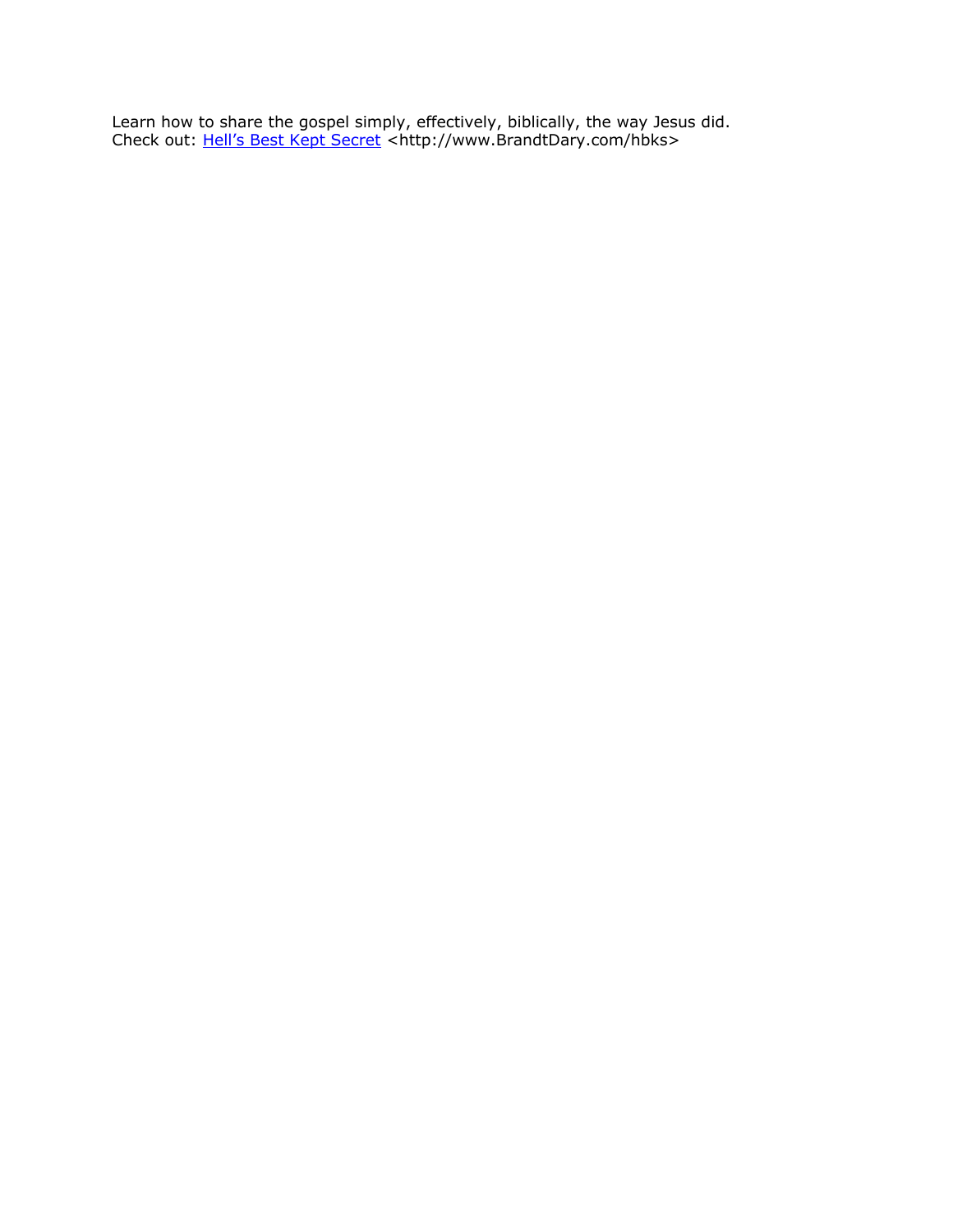Learn how to share the gospel simply, effectively, biblically, the way Jesus did.
Check out: [Hell's Best Kept Secret](http://www.BrandtDary.com/hbks) <http://www.BrandtDary.com/hbks>